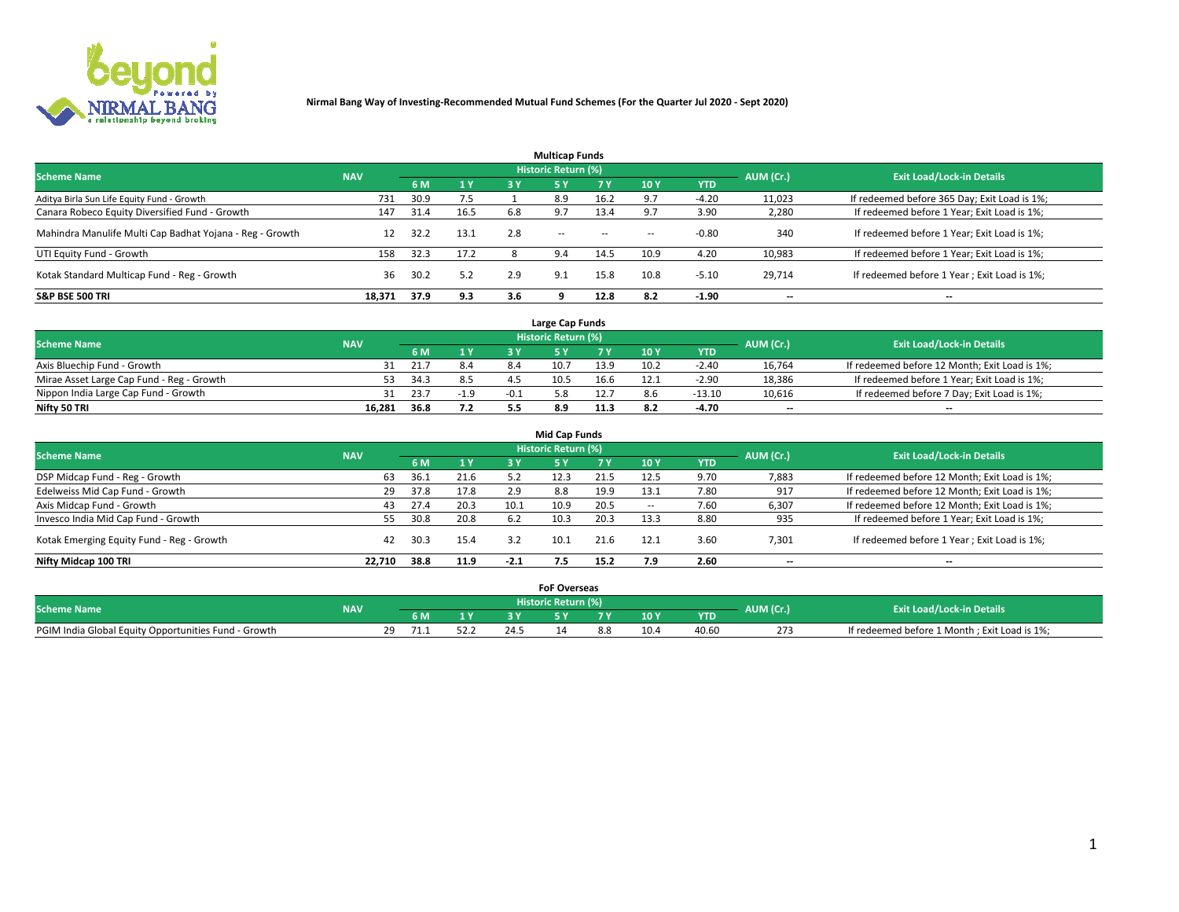# Nirmal Bang Way of Investing-Recommended Mutual Fund Schemes (For the Quarter Jul 2020 - Sept 2020)

## Multicap Funds

| Scheme Name | NAV | Historic Return (%) | | | | | | | AUM (Cr.) | Exit Load/Lock-in Details |
|---|---|---|---|---|---|---|---|---|---|---|
| | | 6 M | 1 Y | 3 Y | 5 Y | 7 Y | 10 Y | YTD | | |
| Aditya Birla Sun Life Equity Fund - Growth | 731 | 30.9 | 7.5 | 1 | 8.9 | 16.2 | 9.7 | -4.20 | 11,023 | If redeemed before 365 Day; Exit Load is 1%; |
| Canara Robeco Equity Diversified Fund - Growth | 147 | 31.4 | 16.5 | 6.8 | 9.7 | 13.4 | 9.7 | 3.90 | 2,280 | If redeemed before 1 Year; Exit Load is 1%; |
| Mahindra Manulife Multi Cap Badhat Yojana - Reg - Growth | 12 | 32.2 | 13.1 | 2.8 | -- | -- | -- | -0.80 | 340 | If redeemed before 1 Year; Exit Load is 1%; |
| UTI Equity Fund - Growth | 158 | 32.3 | 17.2 | 8 | 9.4 | 14.5 | 10.9 | 4.20 | 10,983 | If redeemed before 1 Year; Exit Load is 1%; |
| Kotak Standard Multicap Fund - Reg - Growth | 36 | 30.2 | 5.2 | 2.9 | 9.1 | 15.8 | 10.8 | -5.10 | 29,714 | If redeemed before 1 Year ; Exit Load is 1%; |
| **S&P BSE 500 TRI** | **18,371** | **37.9** | **9.3** | **3.6** | **9** | **12.8** | **8.2** | **-1.90** | -- | -- |

## Large Cap Funds

| Scheme Name | NAV | Historic Return (%) | | | | | | | AUM (Cr.) | Exit Load/Lock-in Details |
|---|---|---|---|---|---|---|---|---|---|---|
| | | 6 M | 1 Y | 3 Y | 5 Y | 7 Y | 10 Y | YTD | | |
| Axis Bluechip Fund - Growth | 31 | 21.7 | 8.4 | 8.4 | 10.7 | 13.9 | 10.2 | -2.40 | 16,764 | If redeemed before 12 Month; Exit Load is 1%; |
| Mirae Asset Large Cap Fund - Reg - Growth | 53 | 34.3 | 8.5 | 4.5 | 10.5 | 16.6 | 12.1 | -2.90 | 18,386 | If redeemed before 1 Year; Exit Load is 1%; |
| Nippon India Large Cap Fund - Growth | 31 | 23.7 | -1.9 | -0.1 | 5.8 | 12.7 | 8.6 | -13.10 | 10,616 | If redeemed before 7 Day; Exit Load is 1%; |
| **Nifty 50 TRI** | **16,281** | **36.8** | **7.2** | **5.5** | **8.9** | **11.3** | **8.2** | **-4.70** | -- | -- |

## Mid Cap Funds

| Scheme Name | NAV | Historic Return (%) | | | | | | | AUM (Cr.) | Exit Load/Lock-in Details |
|---|---|---|---|---|---|---|---|---|---|---|
| | | 6 M | 1 Y | 3 Y | 5 Y | 7 Y | 10 Y | YTD | | |
| DSP Midcap Fund - Reg - Growth | 63 | 36.1 | 21.6 | 5.2 | 12.3 | 21.5 | 12.5 | 9.70 | 7,883 | If redeemed before 12 Month; Exit Load is 1%; |
| Edelweiss Mid Cap Fund - Growth | 29 | 37.8 | 17.8 | 2.9 | 8.8 | 19.9 | 13.1 | 7.80 | 917 | If redeemed before 12 Month; Exit Load is 1%; |
| Axis Midcap Fund - Growth | 43 | 27.4 | 20.3 | 10.1 | 10.9 | 20.5 | -- | 7.60 | 6,307 | If redeemed before 12 Month; Exit Load is 1%; |
| Invesco India Mid Cap Fund - Growth | 55 | 30.8 | 20.8 | 6.2 | 10.3 | 20.3 | 13.3 | 8.80 | 935 | If redeemed before 1 Year; Exit Load is 1%; |
| Kotak Emerging Equity Fund - Reg - Growth | 42 | 30.3 | 15.4 | 3.2 | 10.1 | 21.6 | 12.1 | 3.60 | 7,301 | If redeemed before 1 Year ; Exit Load is 1%; |
| **Nifty Midcap 100 TRI** | **22,710** | **38.8** | **11.9** | **-2.1** | **7.5** | **15.2** | **7.9** | **2.60** | -- | -- |

## FoF Overseas

| Scheme Name | NAV | Historic Return (%) | | | | | | | AUM (Cr.) | Exit Load/Lock-in Details |
|---|---|---|---|---|---|---|---|---|---|---|
| | | 6 M | 1 Y | 3 Y | 5 Y | 7 Y | 10 Y | YTD | | |
| PGIM India Global Equity Opportunities Fund - Growth | 29 | 71.1 | 52.2 | 24.5 | 14 | 8.8 | 10.4 | 40.60 | 273 | If redeemed before 1 Month ; Exit Load is 1%; |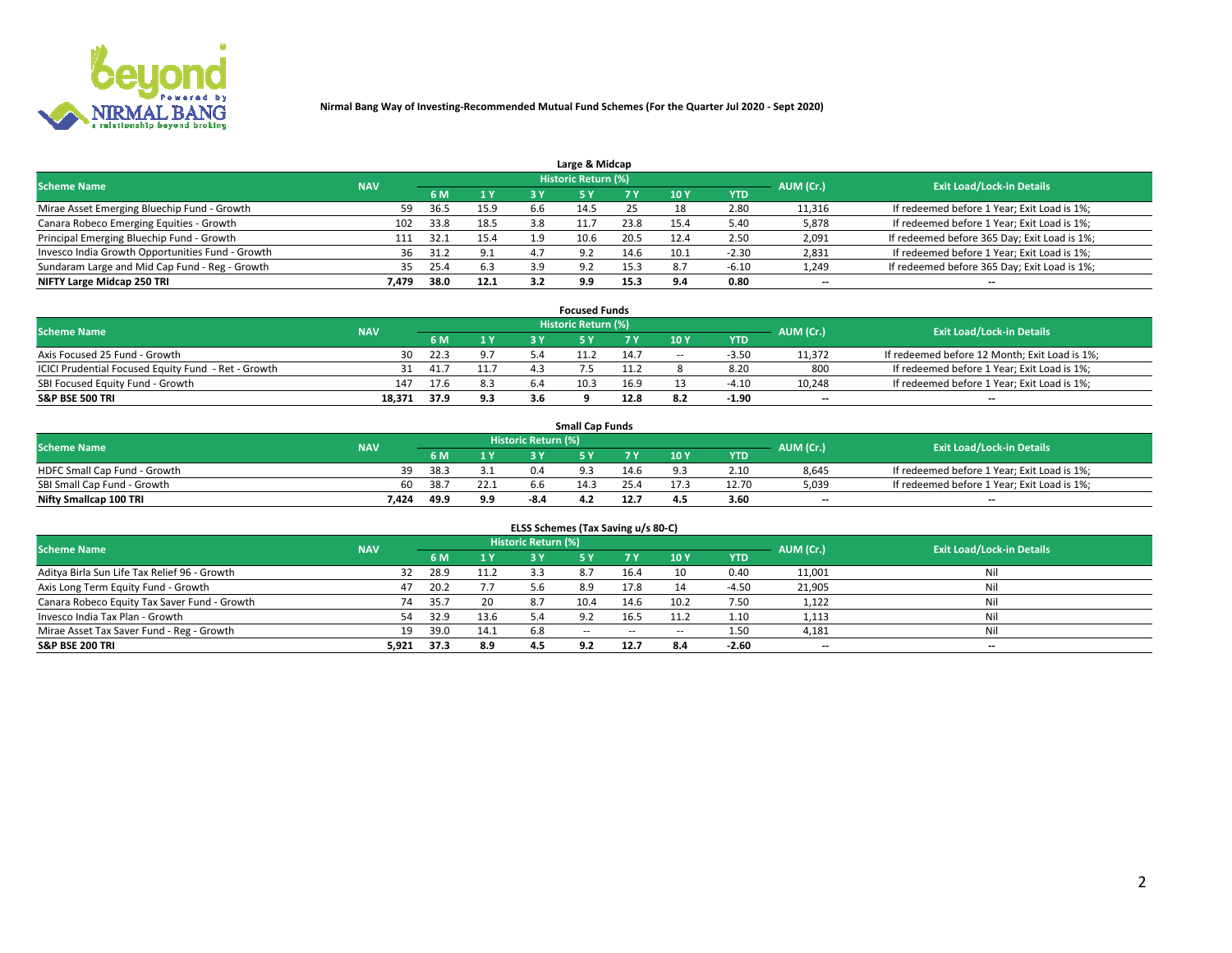**Nirmal Bang Way of Investing-Recommended Mutual Fund Schemes (For the Quarter Jul 2020 - Sept 2020)**

## Large & Midcap

| Scheme Name | NAV | Historic Return (%) | | | | | | | AUM (Cr.) | Exit Load/Lock-in Details |
|---|---|---|---|---|---|---|---|---|---|---|
| | | 6 M | 1 Y | 3 Y | 5 Y | 7 Y | 10 Y | YTD | | |
| Mirae Asset Emerging Bluechip Fund - Growth | 59 | 36.5 | 15.9 | 6.6 | 14.5 | 25 | 18 | 2.80 | 11,316 | If redeemed before 1 Year; Exit Load is 1%; |
| Canara Robeco Emerging Equities - Growth | 102 | 33.8 | 18.5 | 3.8 | 11.7 | 23.8 | 15.4 | 5.40 | 5,878 | If redeemed before 1 Year; Exit Load is 1%; |
| Principal Emerging Bluechip Fund - Growth | 111 | 32.1 | 15.4 | 1.9 | 10.6 | 20.5 | 12.4 | 2.50 | 2,091 | If redeemed before 365 Day; Exit Load is 1%; |
| Invesco India Growth Opportunities Fund - Growth | 36 | 31.2 | 9.1 | 4.7 | 9.2 | 14.6 | 10.1 | -2.30 | 2,831 | If redeemed before 1 Year; Exit Load is 1%; |
| Sundaram Large and Mid Cap Fund - Reg - Growth | 35 | 25.4 | 6.3 | 3.9 | 9.2 | 15.3 | 8.7 | -6.10 | 1,249 | If redeemed before 365 Day; Exit Load is 1%; |
| **NIFTY Large Midcap 250 TRI** | **7,479** | **38.0** | **12.1** | **3.2** | **9.9** | **15.3** | **9.4** | **0.80** | -- | -- |

## Focused Funds

| Scheme Name | NAV | Historic Return (%) | | | | | | | AUM (Cr.) | Exit Load/Lock-in Details |
|---|---|---|---|---|---|---|---|---|---|---|
| | | 6 M | 1 Y | 3 Y | 5 Y | 7 Y | 10 Y | YTD | | |
| Axis Focused 25 Fund - Growth | 30 | 22.3 | 9.7 | 5.4 | 11.2 | 14.7 | -- | -3.50 | 11,372 | If redeemed before 12 Month; Exit Load is 1%; |
| ICICI Prudential Focused Equity Fund - Ret - Growth | 31 | 41.7 | 11.7 | 4.3 | 7.5 | 11.2 | 8 | 8.20 | 800 | If redeemed before 1 Year; Exit Load is 1%; |
| SBI Focused Equity Fund - Growth | 147 | 17.6 | 8.3 | 6.4 | 10.3 | 16.9 | 13 | -4.10 | 10,248 | If redeemed before 1 Year; Exit Load is 1%; |
| **S&P BSE 500 TRI** | **18,371** | **37.9** | **9.3** | **3.6** | **9** | **12.8** | **8.2** | **-1.90** | -- | -- |

## Small Cap Funds

| Scheme Name | NAV | Historic Return (%) | | | | | | | AUM (Cr.) | Exit Load/Lock-in Details |
|---|---|---|---|---|---|---|---|---|---|---|
| | | 6 M | 1 Y | 3 Y | 5 Y | 7 Y | 10 Y | YTD | | |
| HDFC Small Cap Fund - Growth | 39 | 38.3 | 3.1 | 0.4 | 9.3 | 14.6 | 9.3 | 2.10 | 8,645 | If redeemed before 1 Year; Exit Load is 1%; |
| SBI Small Cap Fund - Growth | 60 | 38.7 | 22.1 | 6.6 | 14.3 | 25.4 | 17.3 | 12.70 | 5,039 | If redeemed before 1 Year; Exit Load is 1%; |
| **Nifty Smallcap 100 TRI** | **7,424** | **49.9** | **9.9** | **-8.4** | **4.2** | **12.7** | **4.5** | **3.60** | -- | -- |

## ELSS Schemes (Tax Saving u/s 80-C)

| Scheme Name | NAV | Historic Return (%) | | | | | | | AUM (Cr.) | Exit Load/Lock-in Details |
|---|---|---|---|---|---|---|---|---|---|---|
| | | 6 M | 1 Y | 3 Y | 5 Y | 7 Y | 10 Y | YTD | | |
| Aditya Birla Sun Life Tax Relief 96 - Growth | 32 | 28.9 | 11.2 | 3.3 | 8.7 | 16.4 | 10 | 0.40 | 11,001 | Nil |
| Axis Long Term Equity Fund - Growth | 47 | 20.2 | 7.7 | 5.6 | 8.9 | 17.8 | 14 | -4.50 | 21,905 | Nil |
| Canara Robeco Equity Tax Saver Fund - Growth | 74 | 35.7 | 20 | 8.7 | 10.4 | 14.6 | 10.2 | 7.50 | 1,122 | Nil |
| Invesco India Tax Plan - Growth | 54 | 32.9 | 13.6 | 5.4 | 9.2 | 16.5 | 11.2 | 1.10 | 1,113 | Nil |
| Mirae Asset Tax Saver Fund - Reg - Growth | 19 | 39.0 | 14.1 | 6.8 | -- | -- | -- | 1.50 | 4,181 | Nil |
| **S&P BSE 200 TRI** | **5,921** | **37.3** | **8.9** | **4.5** | **9.2** | **12.7** | **8.4** | **-2.60** | -- | -- |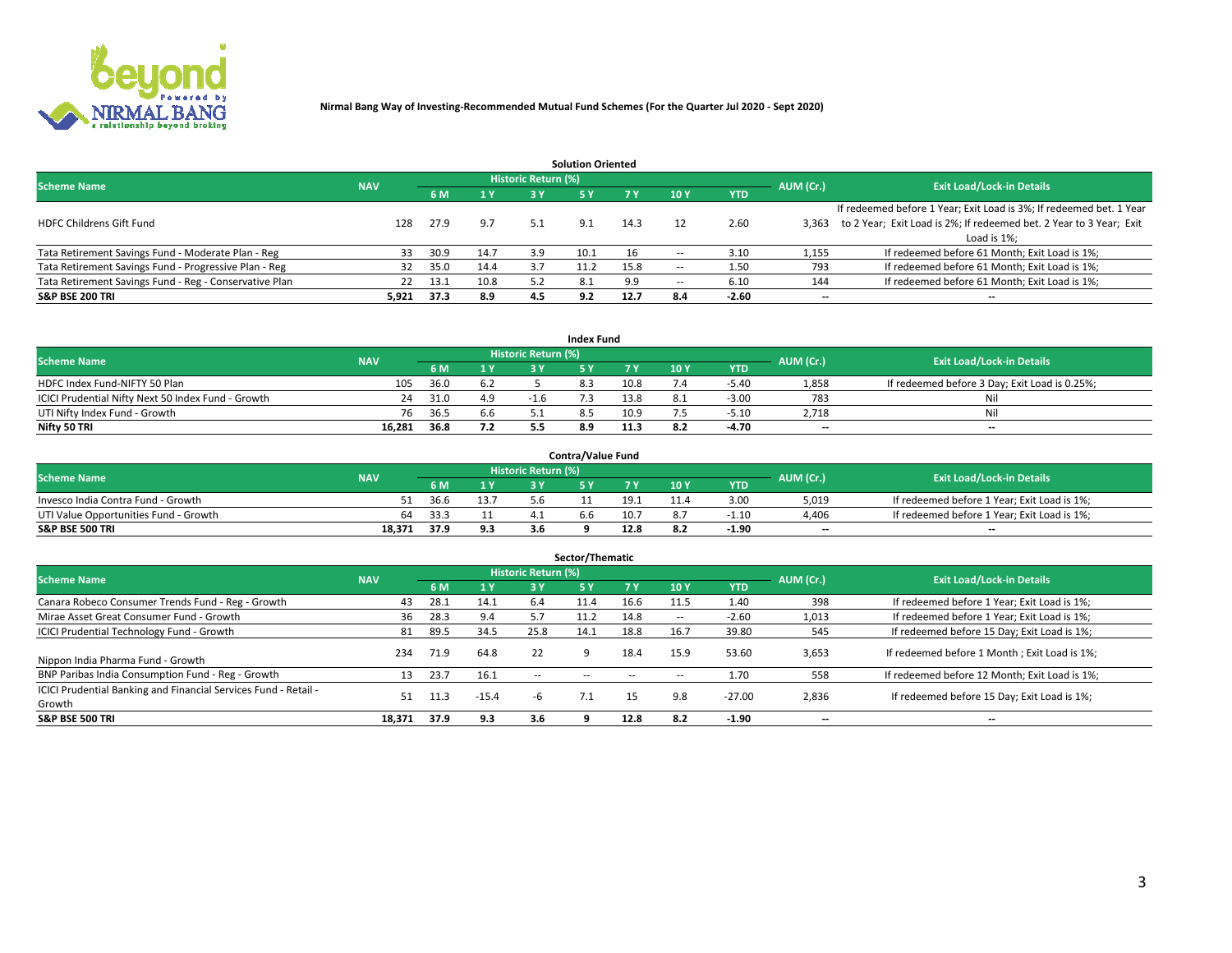**Nirmal Bang Way of Investing-Recommended Mutual Fund Schemes (For the Quarter Jul 2020 - Sept 2020)**

| Solution Oriented | | | | | | | | | | |
|---|---|---|---|---|---|---|---|---|---|---|
| Scheme Name | NAV | Historic Return (%) | | | | | | | AUM (Cr.) | Exit Load/Lock-in Details |
| | | 6 M | 1 Y | 3 Y | 5 Y | 7 Y | 10 Y | YTD | | |
| HDFC Childrens Gift Fund | 128 | 27.9 | 9.7 | 5.1 | 9.1 | 14.3 | 12 | 2.60 | 3,363 | If redeemed before 1 Year; Exit Load is 3%; If redeemed bet. 1 Year to 2 Year; Exit Load is 2%; If redeemed bet. 2 Year to 3 Year; Exit Load is 1%; |
| Tata Retirement Savings Fund - Moderate Plan - Reg | 33 | 30.9 | 14.7 | 3.9 | 10.1 | 16 | -- | 3.10 | 1,155 | If redeemed before 61 Month; Exit Load is 1%; |
| Tata Retirement Savings Fund - Progressive Plan - Reg | 32 | 35.0 | 14.4 | 3.7 | 11.2 | 15.8 | -- | 1.50 | 793 | If redeemed before 61 Month; Exit Load is 1%; |
| Tata Retirement Savings Fund - Reg - Conservative Plan | 22 | 13.1 | 10.8 | 5.2 | 8.1 | 9.9 | -- | 6.10 | 144 | If redeemed before 61 Month; Exit Load is 1%; |
| **S&P BSE 200 TRI** | **5,921** | **37.3** | **8.9** | **4.5** | **9.2** | **12.7** | **8.4** | **-2.60** | **--** | **--** |

| Index Fund | | | | | | | | | | |
|---|---|---|---|---|---|---|---|---|---|---|
| Scheme Name | NAV | Historic Return (%) | | | | | | | AUM (Cr.) | Exit Load/Lock-in Details |
| | | 6 M | 1 Y | 3 Y | 5 Y | 7 Y | 10 Y | YTD | | |
| HDFC Index Fund-NIFTY 50 Plan | 105 | 36.0 | 6.2 | 5 | 8.3 | 10.8 | 7.4 | -5.40 | 1,858 | If redeemed before 3 Day; Exit Load is 0.25%; |
| ICICI Prudential Nifty Next 50 Index Fund - Growth | 24 | 31.0 | 4.9 | -1.6 | 7.3 | 13.8 | 8.1 | -3.00 | 783 | Nil |
| UTI Nifty Index Fund - Growth | 76 | 36.5 | 6.6 | 5.1 | 8.5 | 10.9 | 7.5 | -5.10 | 2,718 | Nil |
| **Nifty 50 TRI** | **16,281** | **36.8** | **7.2** | **5.5** | **8.9** | **11.3** | **8.2** | **-4.70** | **--** | **--** |

| Contra/Value Fund | | | | | | | | | | |
|---|---|---|---|---|---|---|---|---|---|---|
| Scheme Name | NAV | Historic Return (%) | | | | | | | AUM (Cr.) | Exit Load/Lock-in Details |
| | | 6 M | 1 Y | 3 Y | 5 Y | 7 Y | 10 Y | YTD | | |
| Invesco India Contra Fund - Growth | 51 | 36.6 | 13.7 | 5.6 | 11 | 19.1 | 11.4 | 3.00 | 5,019 | If redeemed before 1 Year; Exit Load is 1%; |
| UTI Value Opportunities Fund - Growth | 64 | 33.3 | 11 | 4.1 | 6.6 | 10.7 | 8.7 | -1.10 | 4,406 | If redeemed before 1 Year; Exit Load is 1%; |
| **S&P BSE 500 TRI** | **18,371** | **37.9** | **9.3** | **3.6** | **9** | **12.8** | **8.2** | **-1.90** | **--** | **--** |

| Sector/Thematic | | | | | | | | | | |
|---|---|---|---|---|---|---|---|---|---|---|
| Scheme Name | NAV | Historic Return (%) | | | | | | | AUM (Cr.) | Exit Load/Lock-in Details |
| | | 6 M | 1 Y | 3 Y | 5 Y | 7 Y | 10 Y | YTD | | |
| Canara Robeco Consumer Trends Fund - Reg - Growth | 43 | 28.1 | 14.1 | 6.4 | 11.4 | 16.6 | 11.5 | 1.40 | 398 | If redeemed before 1 Year; Exit Load is 1%; |
| Mirae Asset Great Consumer Fund - Growth | 36 | 28.3 | 9.4 | 5.7 | 11.2 | 14.8 | -- | -2.60 | 1,013 | If redeemed before 1 Year; Exit Load is 1%; |
| ICICI Prudential Technology Fund - Growth | 81 | 89.5 | 34.5 | 25.8 | 14.1 | 18.8 | 16.7 | 39.80 | 545 | If redeemed before 15 Day; Exit Load is 1%; |
| Nippon India Pharma Fund - Growth | 234 | 71.9 | 64.8 | 22 | 9 | 18.4 | 15.9 | 53.60 | 3,653 | If redeemed before 1 Month ; Exit Load is 1%; |
| BNP Paribas India Consumption Fund - Reg - Growth | 13 | 23.7 | 16.1 | -- | -- | -- | -- | 1.70 | 558 | If redeemed before 12 Month; Exit Load is 1%; |
| ICICI Prudential Banking and Financial Services Fund - Retail - Growth | 51 | 11.3 | -15.4 | -6 | 7.1 | 15 | 9.8 | -27.00 | 2,836 | If redeemed before 15 Day; Exit Load is 1%; |
| **S&P BSE 500 TRI** | **18,371** | **37.9** | **9.3** | **3.6** | **9** | **12.8** | **8.2** | **-1.90** | **--** | **--** |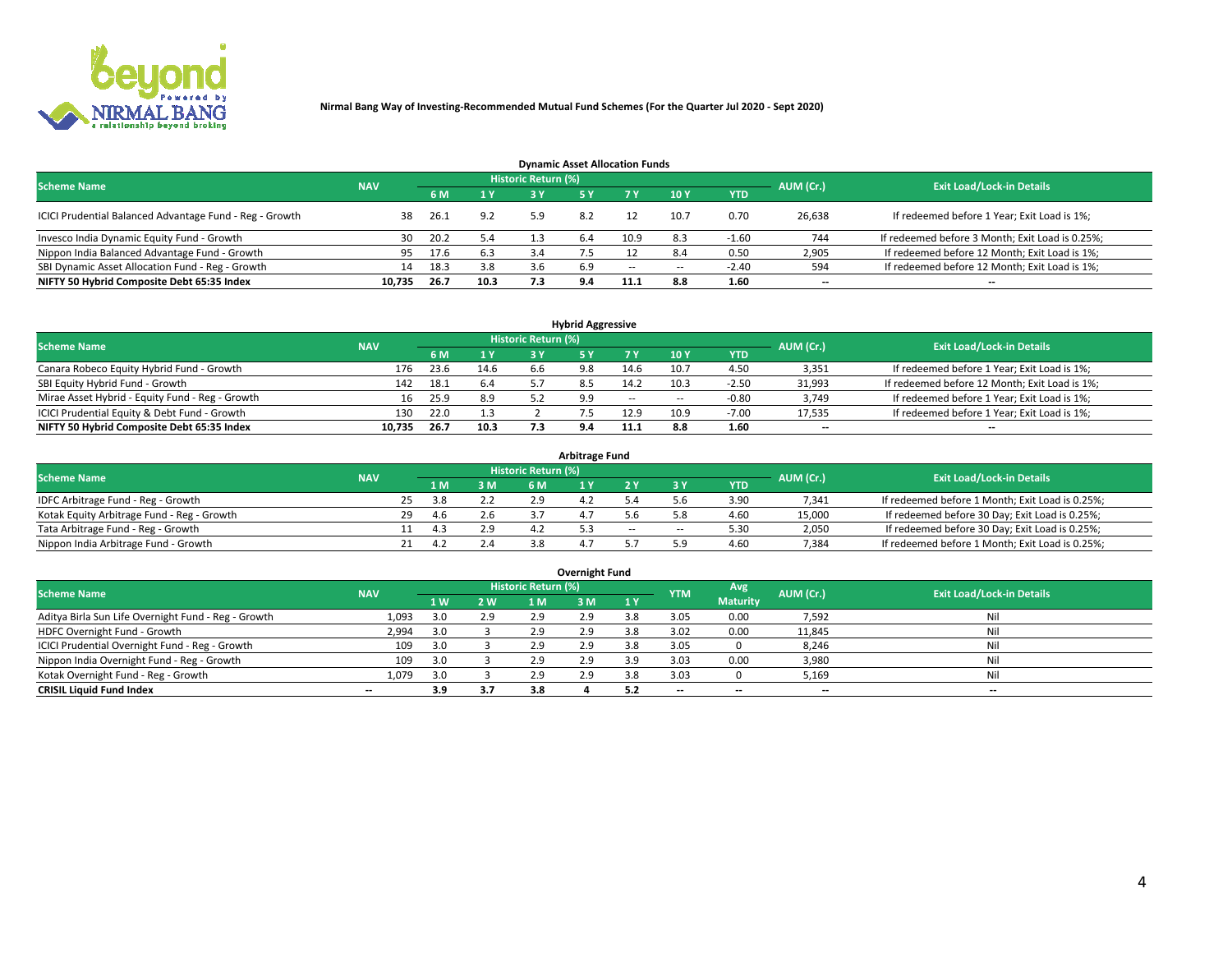Nirmal Bang Way of Investing-Recommended Mutual Fund Schemes (For the Quarter Jul 2020 - Sept 2020)

## Dynamic Asset Allocation Funds

| Scheme Name | NAV | Historic Return (%) | | | | | | | AUM (Cr.) | Exit Load/Lock-in Details |
|---|---|---|---|---|---|---|---|---|---|---|
| | | 6 M | 1 Y | 3 Y | 5 Y | 7 Y | 10 Y | YTD | | |
| ICICI Prudential Balanced Advantage Fund - Reg - Growth | 38 | 26.1 | 9.2 | 5.9 | 8.2 | 12 | 10.7 | 0.70 | 26,638 | If redeemed before 1 Year; Exit Load is 1%; |
| Invesco India Dynamic Equity Fund - Growth | 30 | 20.2 | 5.4 | 1.3 | 6.4 | 10.9 | 8.3 | -1.60 | 744 | If redeemed before 3 Month; Exit Load is 0.25%; |
| Nippon India Balanced Advantage Fund - Growth | 95 | 17.6 | 6.3 | 3.4 | 7.5 | 12 | 8.4 | 0.50 | 2,905 | If redeemed before 12 Month; Exit Load is 1%; |
| SBI Dynamic Asset Allocation Fund - Reg - Growth | 14 | 18.3 | 3.8 | 3.6 | 6.9 | -- | -- | -2.40 | 594 | If redeemed before 12 Month; Exit Load is 1%; |
| **NIFTY 50 Hybrid Composite Debt 65:35 Index** | **10,735** | **26.7** | **10.3** | **7.3** | **9.4** | **11.1** | **8.8** | **1.60** | **--** | **--** |

## Hybrid Aggressive

| Scheme Name | NAV | Historic Return (%) | | | | | | | AUM (Cr.) | Exit Load/Lock-in Details |
|---|---|---|---|---|---|---|---|---|---|---|
| | | 6 M | 1 Y | 3 Y | 5 Y | 7 Y | 10 Y | YTD | | |
| Canara Robeco Equity Hybrid Fund - Growth | 176 | 23.6 | 14.6 | 6.6 | 9.8 | 14.6 | 10.7 | 4.50 | 3,351 | If redeemed before 1 Year; Exit Load is 1%; |
| SBI Equity Hybrid Fund - Growth | 142 | 18.1 | 6.4 | 5.7 | 8.5 | 14.2 | 10.3 | -2.50 | 31,993 | If redeemed before 12 Month; Exit Load is 1%; |
| Mirae Asset Hybrid - Equity Fund - Reg - Growth | 16 | 25.9 | 8.9 | 5.2 | 9.9 | -- | -- | -0.80 | 3,749 | If redeemed before 1 Year; Exit Load is 1%; |
| ICICI Prudential Equity & Debt Fund - Growth | 130 | 22.0 | 1.3 | 2 | 7.5 | 12.9 | 10.9 | -7.00 | 17,535 | If redeemed before 1 Year; Exit Load is 1%; |
| **NIFTY 50 Hybrid Composite Debt 65:35 Index** | **10,735** | **26.7** | **10.3** | **7.3** | **9.4** | **11.1** | **8.8** | **1.60** | **--** | **--** |

## Arbitrage Fund

| Scheme Name | NAV | Historic Return (%) | | | | | | | AUM (Cr.) | Exit Load/Lock-in Details |
|---|---|---|---|---|---|---|---|---|---|---|
| | | 1 M | 3 M | 6 M | 1 Y | 2 Y | 3 Y | YTD | | |
| IDFC Arbitrage Fund - Reg - Growth | 25 | 3.8 | 2.2 | 2.9 | 4.2 | 5.4 | 5.6 | 3.90 | 7,341 | If redeemed before 1 Month; Exit Load is 0.25%; |
| Kotak Equity Arbitrage Fund - Reg - Growth | 29 | 4.6 | 2.6 | 3.7 | 4.7 | 5.6 | 5.8 | 4.60 | 15,000 | If redeemed before 30 Day; Exit Load is 0.25%; |
| Tata Arbitrage Fund - Reg - Growth | 11 | 4.3 | 2.9 | 4.2 | 5.3 | -- | -- | 5.30 | 2,050 | If redeemed before 30 Day; Exit Load is 0.25%; |
| Nippon India Arbitrage Fund - Growth | 21 | 4.2 | 2.4 | 3.8 | 4.7 | 5.7 | 5.9 | 4.60 | 7,384 | If redeemed before 1 Month; Exit Load is 0.25%; |

## Overnight Fund

| Scheme Name | NAV | Historic Return (%) | | | | | YTM | Avg Maturity | AUM (Cr.) | Exit Load/Lock-in Details |
|---|---|---|---|---|---|---|---|---|---|---|
| | | 1 W | 2 W | 1 M | 3 M | 1 Y | | | | |
| Aditya Birla Sun Life Overnight Fund - Reg - Growth | 1,093 | 3.0 | 2.9 | 2.9 | 2.9 | 3.8 | 3.05 | 0.00 | 7,592 | Nil |
| HDFC Overnight Fund - Growth | 2,994 | 3.0 | 3 | 2.9 | 2.9 | 3.8 | 3.02 | 0.00 | 11,845 | Nil |
| ICICI Prudential Overnight Fund - Reg - Growth | 109 | 3.0 | 3 | 2.9 | 2.9 | 3.8 | 3.05 | 0 | 8,246 | Nil |
| Nippon India Overnight Fund - Reg - Growth | 109 | 3.0 | 3 | 2.9 | 2.9 | 3.9 | 3.03 | 0.00 | 3,980 | Nil |
| Kotak Overnight Fund - Reg - Growth | 1,079 | 3.0 | 3 | 2.9 | 2.9 | 3.8 | 3.03 | 0 | 5,169 | Nil |
| **CRISIL Liquid Fund Index** | **--** | **3.9** | **3.7** | **3.8** | **4** | **5.2** | **--** | **--** | **--** | **--** |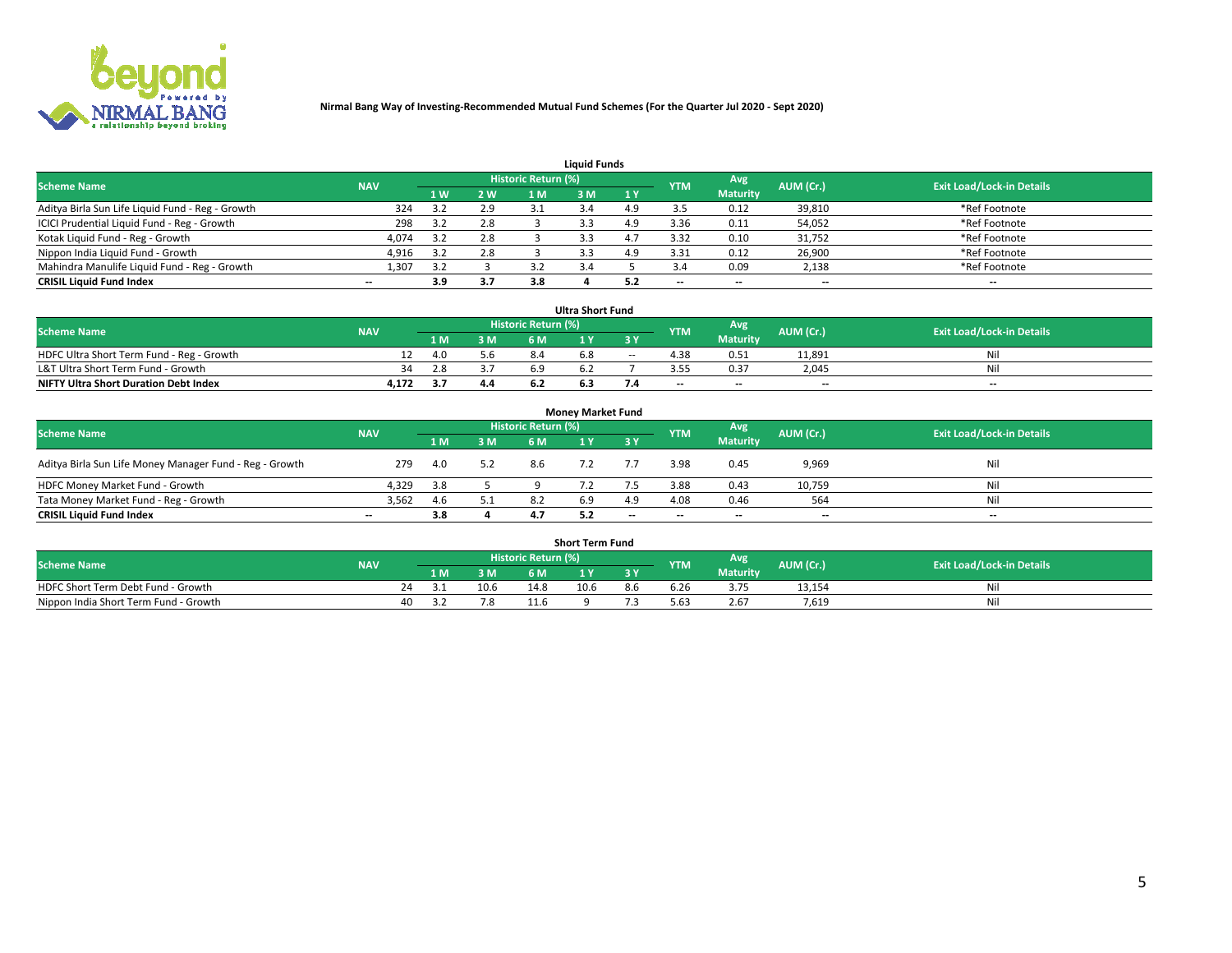**Nirmal Bang Way of Investing-Recommended Mutual Fund Schemes (For the Quarter Jul 2020 - Sept 2020)**

### Liquid Funds

| Scheme Name | NAV | Historic Return (%) | | | | | YTM | Avg Maturity | AUM (Cr.) | Exit Load/Lock-in Details |
|---|---|---|---|---|---|---|---|---|---|---|
| | | 1 W | 2 W | 1 M | 3 M | 1 Y | | | | |
| Aditya Birla Sun Life Liquid Fund - Reg - Growth | 324 | 3.2 | 2.9 | 3.1 | 3.4 | 4.9 | 3.5 | 0.12 | 39,810 | *Ref Footnote |
| ICICI Prudential Liquid Fund - Reg - Growth | 298 | 3.2 | 2.8 | 3 | 3.3 | 4.9 | 3.36 | 0.11 | 54,052 | *Ref Footnote |
| Kotak Liquid Fund - Reg - Growth | 4,074 | 3.2 | 2.8 | 3 | 3.3 | 4.7 | 3.32 | 0.10 | 31,752 | *Ref Footnote |
| Nippon India Liquid Fund - Growth | 4,916 | 3.2 | 2.8 | 3 | 3.3 | 4.9 | 3.31 | 0.12 | 26,900 | *Ref Footnote |
| Mahindra Manulife Liquid Fund - Reg - Growth | 1,307 | 3.2 | 3 | 3.2 | 3.4 | 5 | 3.4 | 0.09 | 2,138 | *Ref Footnote |
| **CRISIL Liquid Fund Index** | -- | **3.9** | **3.7** | **3.8** | **4** | **5.2** | -- | -- | -- | -- |

### Ultra Short Fund

| Scheme Name | NAV | Historic Return (%) | | | | | YTM | Avg Maturity | AUM (Cr.) | Exit Load/Lock-in Details |
|---|---|---|---|---|---|---|---|---|---|---|
| | | 1 M | 3 M | 6 M | 1 Y | 3 Y | | | | |
| HDFC Ultra Short Term Fund - Reg - Growth | 12 | 4.0 | 5.6 | 8.4 | 6.8 | -- | 4.38 | 0.51 | 11,891 | Nil |
| L&T Ultra Short Term Fund - Growth | 34 | 2.8 | 3.7 | 6.9 | 6.2 | 7 | 3.55 | 0.37 | 2,045 | Nil |
| **NIFTY Ultra Short Duration Debt Index** | **4,172** | **3.7** | **4.4** | **6.2** | **6.3** | **7.4** | -- | -- | -- | -- |

### Money Market Fund

| Scheme Name | NAV | Historic Return (%) | | | | | YTM | Avg Maturity | AUM (Cr.) | Exit Load/Lock-in Details |
|---|---|---|---|---|---|---|---|---|---|---|
| | | 1 M | 3 M | 6 M | 1 Y | 3 Y | | | | |
| Aditya Birla Sun Life Money Manager Fund - Reg - Growth | 279 | 4.0 | 5.2 | 8.6 | 7.2 | 7.7 | 3.98 | 0.45 | 9,969 | Nil |
| HDFC Money Market Fund - Growth | 4,329 | 3.8 | 5 | 9 | 7.2 | 7.5 | 3.88 | 0.43 | 10,759 | Nil |
| Tata Money Market Fund - Reg - Growth | 3,562 | 4.6 | 5.1 | 8.2 | 6.9 | 4.9 | 4.08 | 0.46 | 564 | Nil |
| **CRISIL Liquid Fund Index** | -- | **3.8** | **4** | **4.7** | **5.2** | -- | -- | -- | -- | -- |

### Short Term Fund

| Scheme Name | NAV | Historic Return (%) | | | | | YTM | Avg Maturity | AUM (Cr.) | Exit Load/Lock-in Details |
|---|---|---|---|---|---|---|---|---|---|---|
| | | 1 M | 3 M | 6 M | 1 Y | 3 Y | | | | |
| HDFC Short Term Debt Fund - Growth | 24 | 3.1 | 10.6 | 14.8 | 10.6 | 8.6 | 6.26 | 3.75 | 13,154 | Nil |
| Nippon India Short Term Fund - Growth | 40 | 3.2 | 7.8 | 11.6 | 9 | 7.3 | 5.63 | 2.67 | 7,619 | Nil |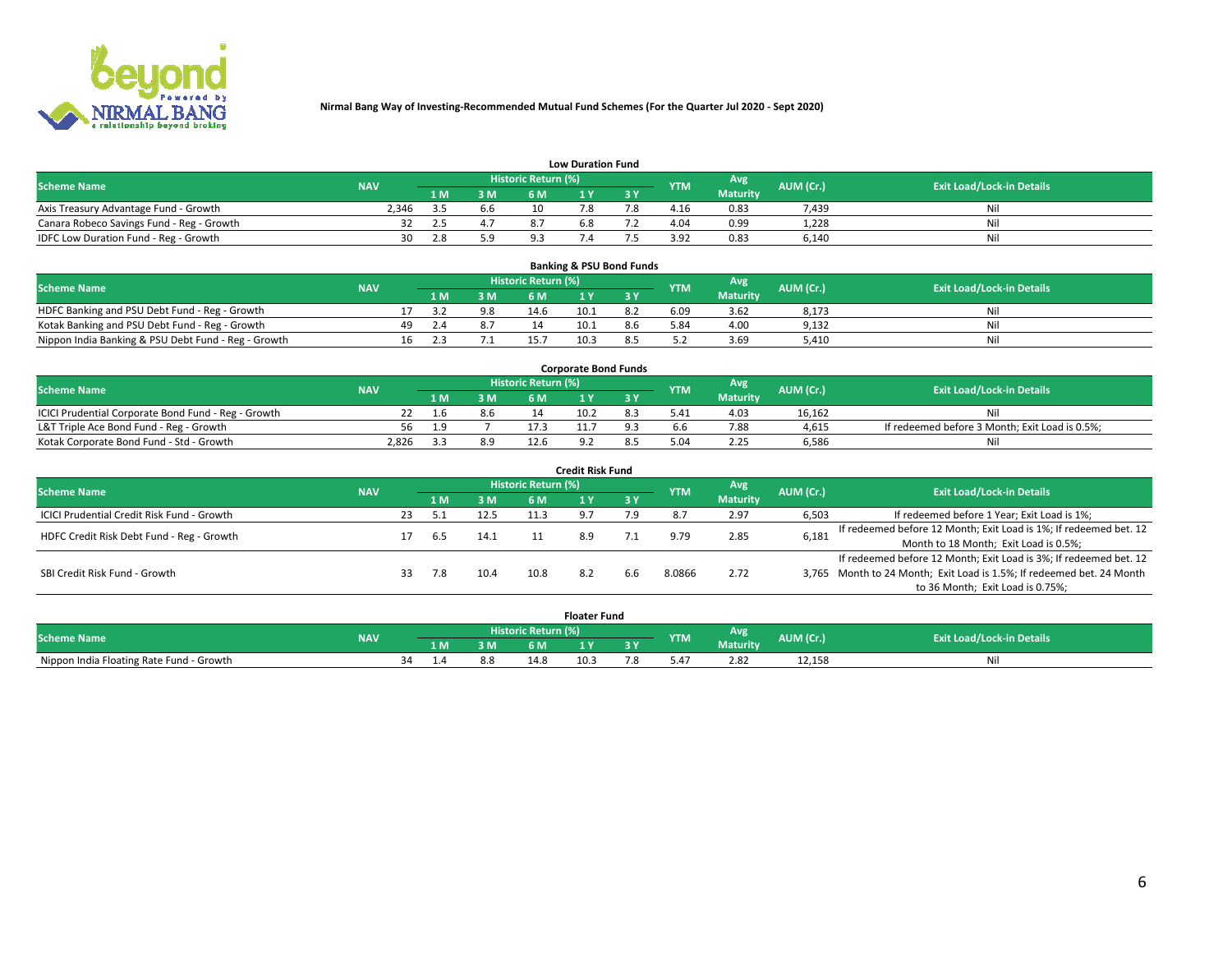**Nirmal Bang Way of Investing-Recommended Mutual Fund Schemes (For the Quarter Jul 2020 - Sept 2020)**

## Low Duration Fund

| Scheme Name | NAV | Historic Return (%) | | | | | YTM | Avg Maturity | AUM (Cr.) | Exit Load/Lock-in Details |
|---|---|---|---|---|---|---|---|---|---|---|
| | | 1 M | 3 M | 6 M | 1 Y | 3 Y | | | | |
| Axis Treasury Advantage Fund - Growth | 2,346 | 3.5 | 6.6 | 10 | 7.8 | 7.8 | 4.16 | 0.83 | 7,439 | Nil |
| Canara Robeco Savings Fund - Reg - Growth | 32 | 2.5 | 4.7 | 8.7 | 6.8 | 7.2 | 4.04 | 0.99 | 1,228 | Nil |
| IDFC Low Duration Fund - Reg - Growth | 30 | 2.8 | 5.9 | 9.3 | 7.4 | 7.5 | 3.92 | 0.83 | 6,140 | Nil |

## Banking & PSU Bond Funds

| Scheme Name | NAV | Historic Return (%) | | | | | YTM | Avg Maturity | AUM (Cr.) | Exit Load/Lock-in Details |
|---|---|---|---|---|---|---|---|---|---|---|
| | | 1 M | 3 M | 6 M | 1 Y | 3 Y | | | | |
| HDFC Banking and PSU Debt Fund - Reg - Growth | 17 | 3.2 | 9.8 | 14.6 | 10.1 | 8.2 | 6.09 | 3.62 | 8,173 | Nil |
| Kotak Banking and PSU Debt Fund - Reg - Growth | 49 | 2.4 | 8.7 | 14 | 10.1 | 8.6 | 5.84 | 4.00 | 9,132 | Nil |
| Nippon India Banking & PSU Debt Fund - Reg - Growth | 16 | 2.3 | 7.1 | 15.7 | 10.3 | 8.5 | 5.2 | 3.69 | 5,410 | Nil |

## Corporate Bond Funds

| Scheme Name | NAV | Historic Return (%) | | | | | YTM | Avg Maturity | AUM (Cr.) | Exit Load/Lock-in Details |
|---|---|---|---|---|---|---|---|---|---|---|
| | | 1 M | 3 M | 6 M | 1 Y | 3 Y | | | | |
| ICICI Prudential Corporate Bond Fund - Reg - Growth | 22 | 1.6 | 8.6 | 14 | 10.2 | 8.3 | 5.41 | 4.03 | 16,162 | Nil |
| L&T Triple Ace Bond Fund - Reg - Growth | 56 | 1.9 | 7 | 17.3 | 11.7 | 9.3 | 6.6 | 7.88 | 4,615 | If redeemed before 3 Month; Exit Load is 0.5%; |
| Kotak Corporate Bond Fund - Std - Growth | 2,826 | 3.3 | 8.9 | 12.6 | 9.2 | 8.5 | 5.04 | 2.25 | 6,586 | Nil |

## Credit Risk Fund

| Scheme Name | NAV | Historic Return (%) | | | | | YTM | Avg Maturity | AUM (Cr.) | Exit Load/Lock-in Details |
|---|---|---|---|---|---|---|---|---|---|---|
| | | 1 M | 3 M | 6 M | 1 Y | 3 Y | | | | |
| ICICI Prudential Credit Risk Fund - Growth | 23 | 5.1 | 12.5 | 11.3 | 9.7 | 7.9 | 8.7 | 2.97 | 6,503 | If redeemed before 1 Year; Exit Load is 1%; |
| HDFC Credit Risk Debt Fund - Reg - Growth | 17 | 6.5 | 14.1 | 11 | 8.9 | 7.1 | 9.79 | 2.85 | 6,181 | If redeemed before 12 Month; Exit Load is 1%; If redeemed bet. 12 Month to 18 Month; Exit Load is 0.5%; |
| SBI Credit Risk Fund - Growth | 33 | 7.8 | 10.4 | 10.8 | 8.2 | 6.6 | 8.0866 | 2.72 | 3,765 | If redeemed before 12 Month; Exit Load is 3%; If redeemed bet. 12 Month to 24 Month; Exit Load is 1.5%; If redeemed bet. 24 Month to 36 Month; Exit Load is 0.75%; |

## Floater Fund

| Scheme Name | NAV | Historic Return (%) | | | | | YTM | Avg Maturity | AUM (Cr.) | Exit Load/Lock-in Details |
|---|---|---|---|---|---|---|---|---|---|---|
| | | 1 M | 3 M | 6 M | 1 Y | 3 Y | | | | |
| Nippon India Floating Rate Fund - Growth | 34 | 1.4 | 8.8 | 14.8 | 10.3 | 7.8 | 5.47 | 2.82 | 12,158 | Nil |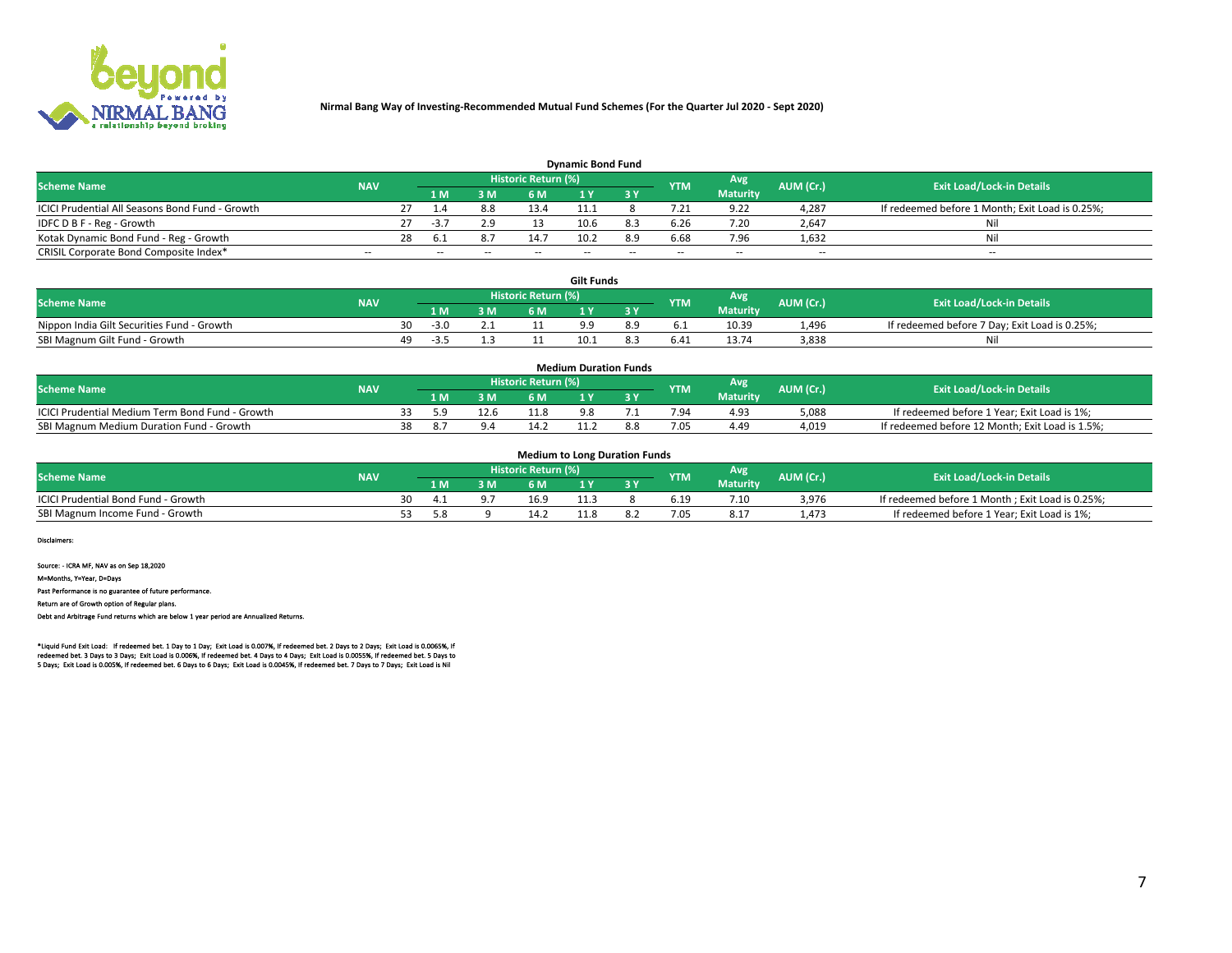Nirmal Bang Way of Investing-Recommended Mutual Fund Schemes (For the Quarter Jul 2020 - Sept 2020)

## Dynamic Bond Fund

| Scheme Name | NAV | Historic Return (%) | | | | | YTM | Avg Maturity | AUM (Cr.) | Exit Load/Lock-in Details |
|---|---|---|---|---|---|---|---|---|---|---|
| | | 1 M | 3 M | 6 M | 1 Y | 3 Y | | | | |
| ICICI Prudential All Seasons Bond Fund - Growth | 27 | 1.4 | 8.8 | 13.4 | 11.1 | 8 | 7.21 | 9.22 | 4,287 | If redeemed before 1 Month; Exit Load is 0.25%; |
| IDFC D B F - Reg - Growth | 27 | -3.7 | 2.9 | 13 | 10.6 | 8.3 | 6.26 | 7.20 | 2,647 | Nil |
| Kotak Dynamic Bond Fund - Reg - Growth | 28 | 6.1 | 8.7 | 14.7 | 10.2 | 8.9 | 6.68 | 7.96 | 1,632 | Nil |
| CRISIL Corporate Bond Composite Index* | -- | -- | -- | -- | -- | -- | -- | -- | -- | -- |

## Gilt Funds

| Scheme Name | NAV | Historic Return (%) | | | | | YTM | Avg Maturity | AUM (Cr.) | Exit Load/Lock-in Details |
|---|---|---|---|---|---|---|---|---|---|---|
| | | 1 M | 3 M | 6 M | 1 Y | 3 Y | | | | |
| Nippon India Gilt Securities Fund - Growth | 30 | -3.0 | 2.1 | 11 | 9.9 | 8.9 | 6.1 | 10.39 | 1,496 | If redeemed before 7 Day; Exit Load is 0.25%; |
| SBI Magnum Gilt Fund - Growth | 49 | -3.5 | 1.3 | 11 | 10.1 | 8.3 | 6.41 | 13.74 | 3,838 | Nil |

## Medium Duration Funds

| Scheme Name | NAV | Historic Return (%) | | | | | YTM | Avg Maturity | AUM (Cr.) | Exit Load/Lock-in Details |
|---|---|---|---|---|---|---|---|---|---|---|
| | | 1 M | 3 M | 6 M | 1 Y | 3 Y | | | | |
| ICICI Prudential Medium Term Bond Fund - Growth | 33 | 5.9 | 12.6 | 11.8 | 9.8 | 7.1 | 7.94 | 4.93 | 5,088 | If redeemed before 1 Year; Exit Load is 1%; |
| SBI Magnum Medium Duration Fund - Growth | 38 | 8.7 | 9.4 | 14.2 | 11.2 | 8.8 | 7.05 | 4.49 | 4,019 | If redeemed before 12 Month; Exit Load is 1.5%; |

## Medium to Long Duration Funds

| Scheme Name | NAV | Historic Return (%) | | | | | YTM | Avg Maturity | AUM (Cr.) | Exit Load/Lock-in Details |
|---|---|---|---|---|---|---|---|---|---|---|
| | | 1 M | 3 M | 6 M | 1 Y | 3 Y | | | | |
| ICICI Prudential Bond Fund - Growth | 30 | 4.1 | 9.7 | 16.9 | 11.3 | 8 | 6.19 | 7.10 | 3,976 | If redeemed before 1 Month ; Exit Load is 0.25%; |
| SBI Magnum Income Fund - Growth | 53 | 5.8 | 9 | 14.2 | 11.8 | 8.2 | 7.05 | 8.17 | 1,473 | If redeemed before 1 Year; Exit Load is 1%; |

Disclaimers:

Source: - ICRA MF, NAV as on Sep 18,2020

M=Months, Y=Year, D=Days

Past Performance is no guarantee of future performance.

Return are of Growth option of Regular plans.

Debt and Arbitrage Fund returns which are below 1 year period are Annualized Returns.

*Liquid Fund Exit Load: If redeemed bet. 1 Day to 1 Day; Exit Load is 0.007%, If redeemed bet. 2 Days to 2 Days; Exit Load is 0.0065%, If redeemed bet. 3 Days to 3 Days; Exit Load is 0.006%, If redeemed bet. 4 Days to 4 Days; Exit Load is 0.0055%, If redeemed bet. 5 Days to 5 Days; Exit Load is 0.005%, If redeemed bet. 6 Days to 6 Days; Exit Load is 0.0045%, If redeemed bet. 7 Days to 7 Days; Exit Load is Nil